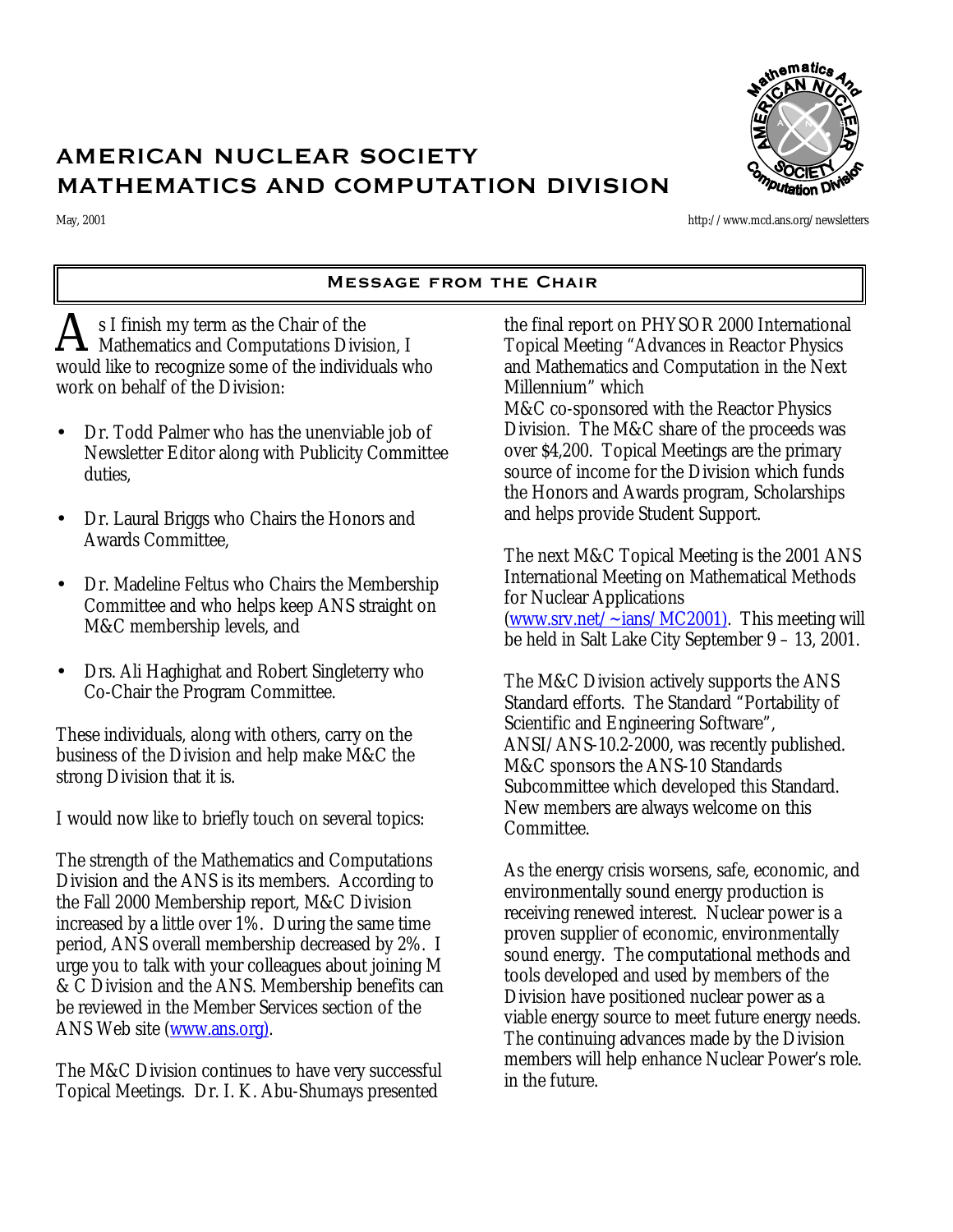# AMERICAN NUCLEAR SOCIETY
# MATHEMATICS AND COMPUTATION DIVISION

May, 2001

http://www.mcd.ans.org/newsletters

## Message from the Chair

As I finish my term as the Chair of the Mathematics and Computations Division, I would like to recognize some of the individuals who work on behalf of the Division:

- Dr. Todd Palmer who has the unenviable job of Newsletter Editor along with Publicity Committee duties,
- Dr. Laural Briggs who Chairs the Honors and Awards Committee,
- Dr. Madeline Feltus who Chairs the Membership Committee and who helps keep ANS straight on M&C membership levels, and
- Drs. Ali Haghighat and Robert Singleterry who Co-Chair the Program Committee.

These individuals, along with others, carry on the business of the Division and help make M&C the strong Division that it is.

I would now like to briefly touch on several topics:

The strength of the Mathematics and Computations Division and the ANS is its members. According to the Fall 2000 Membership report, M&C Division increased by a little over 1%. During the same time period, ANS overall membership decreased by 2%. I urge you to talk with your colleagues about joining M & C Division and the ANS. Membership benefits can be reviewed in the Member Services section of the ANS Web site (www.ans.org).

The M&C Division continues to have very successful Topical Meetings. Dr. I. K. Abu-Shumays presented the final report on PHYSOR 2000 International Topical Meeting "Advances in Reactor Physics and Mathematics and Computation in the Next Millennium" which
M&C co-sponsored with the Reactor Physics Division. The M&C share of the proceeds was over $4,200. Topical Meetings are the primary source of income for the Division which funds the Honors and Awards program, Scholarships and helps provide Student Support.

The next M&C Topical Meeting is the 2001 ANS International Meeting on Mathematical Methods for Nuclear Applications (www.srv.net/~ians/MC2001). This meeting will be held in Salt Lake City September 9 – 13, 2001.

The M&C Division actively supports the ANS Standard efforts. The Standard "Portability of Scientific and Engineering Software", ANSI/ANS-10.2-2000, was recently published. M&C sponsors the ANS-10 Standards Subcommittee which developed this Standard. New members are always welcome on this Committee.

As the energy crisis worsens, safe, economic, and environmentally sound energy production is receiving renewed interest. Nuclear power is a proven supplier of economic, environmentally sound energy. The computational methods and tools developed and used by members of the Division have positioned nuclear power as a viable energy source to meet future energy needs. The continuing advances made by the Division members will help enhance Nuclear Power's role. in the future.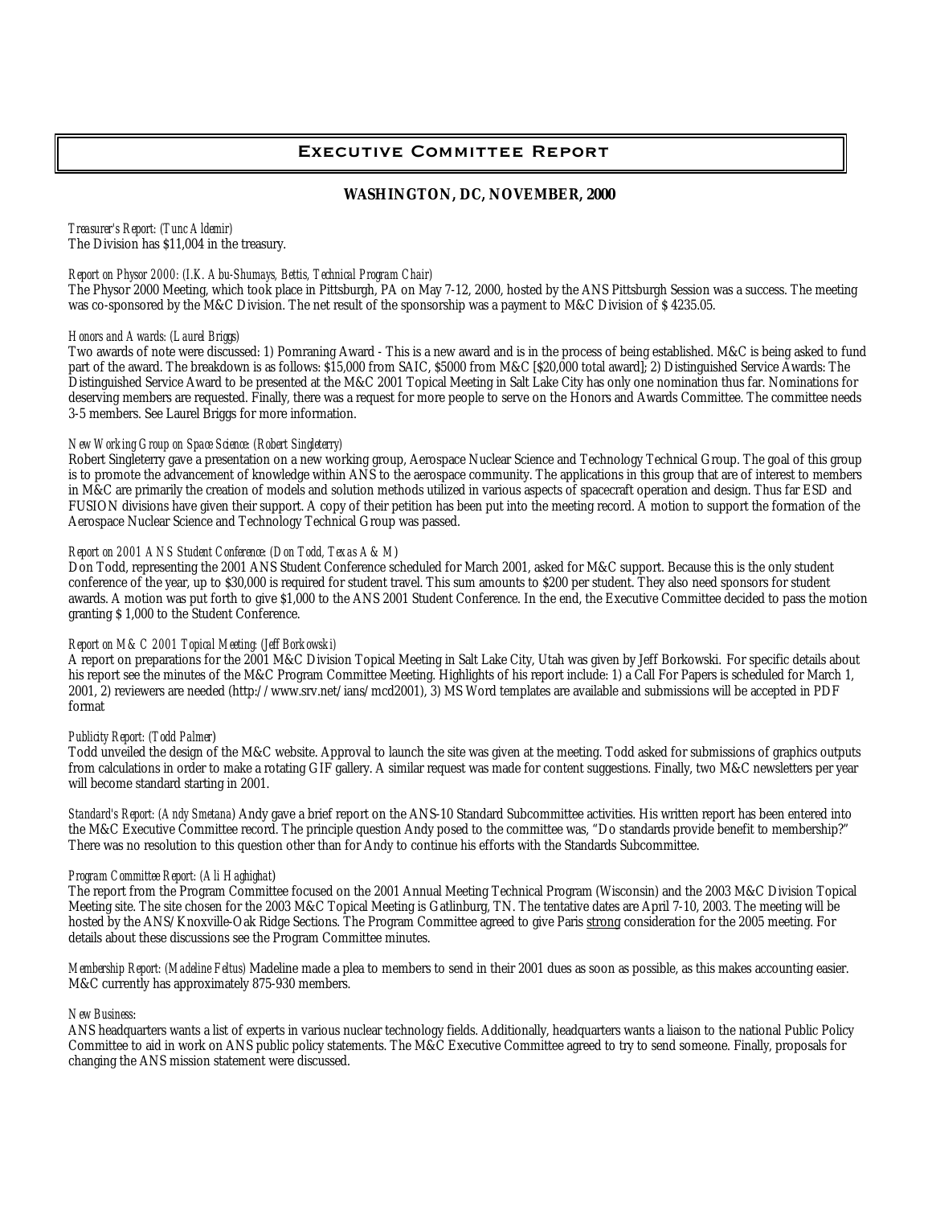# Executive Committee Report

## WASHINGTON, DC, NOVEMBER, 2000

*Treasurer's Report: (Tunc Aldemir)*
The Division has $11,004 in the treasury.

*Report on Physor 2000: (I.K. Abu-Shumays, Bettis, Technical Program Chair)*
The Physor 2000 Meeting, which took place in Pittsburgh, PA on May 7-12, 2000, hosted by the ANS Pittsburgh Session was a success. The meeting was co-sponsored by the M&C Division. The net result of the sponsorship was a payment to M&C Division of $ 4235.05.

*Honors and Awards: (Laurel Briggs)*
Two awards of note were discussed: 1) Pomraning Award - This is a new award and is in the process of being established. M&C is being asked to fund part of the award. The breakdown is as follows: $15,000 from SAIC, $5000 from M&C [$20,000 total award]; 2) Distinguished Service Awards: The Distinguished Service Award to be presented at the M&C 2001 Topical Meeting in Salt Lake City has only one nomination thus far. Nominations for deserving members are requested. Finally, there was a request for more people to serve on the Honors and Awards Committee. The committee needs 3-5 members. See Laurel Briggs for more information.

*New Working Group on Space Science: (Robert Singleterry)*
Robert Singleterry gave a presentation on a new working group, Aerospace Nuclear Science and Technology Technical Group. The goal of this group is to promote the advancement of knowledge within ANS to the aerospace community. The applications in this group that are of interest to members in M&C are primarily the creation of models and solution methods utilized in various aspects of spacecraft operation and design. Thus far ESD and FUSION divisions have given their support. A copy of their petition has been put into the meeting record. A motion to support the formation of the Aerospace Nuclear Science and Technology Technical Group was passed.

*Report on 2001 ANS Student Conference: (Don Todd, Texas A & M)*
Don Todd, representing the 2001 ANS Student Conference scheduled for March 2001, asked for M&C support. Because this is the only student conference of the year, up to $30,000 is required for student travel. This sum amounts to $200 per student. They also need sponsors for student awards. A motion was put forth to give $1,000 to the ANS 2001 Student Conference. In the end, the Executive Committee decided to pass the motion granting $ 1,000 to the Student Conference.

*Report on M&C 2001 Topical Meeting: (Jeff Borkowski)*
A report on preparations for the 2001 M&C Division Topical Meeting in Salt Lake City, Utah was given by Jeff Borkowski. For specific details about his report see the minutes of the M&C Program Committee Meeting. Highlights of his report include: 1) a Call For Papers is scheduled for March 1, 2001, 2) reviewers are needed (http://www.srv.net/ians/mcd2001), 3) MS Word templates are available and submissions will be accepted in PDF format

*Publicity Report: (Todd Palmer)*
Todd unveiled the design of the M&C website. Approval to launch the site was given at the meeting. Todd asked for submissions of graphics outputs from calculations in order to make a rotating GIF gallery. A similar request was made for content suggestions. Finally, two M&C newsletters per year will become standard starting in 2001.

*Standard's Report: (Andy Smetana)* Andy gave a brief report on the ANS-10 Standard Subcommittee activities. His written report has been entered into the M&C Executive Committee record. The principle question Andy posed to the committee was, "Do standards provide benefit to membership?" There was no resolution to this question other than for Andy to continue his efforts with the Standards Subcommittee.

*Program Committee Report: (Ali Haghighat)*
The report from the Program Committee focused on the 2001 Annual Meeting Technical Program (Wisconsin) and the 2003 M&C Division Topical Meeting site. The site chosen for the 2003 M&C Topical Meeting is Gatlinburg, TN. The tentative dates are April 7-10, 2003. The meeting will be hosted by the ANS/Knoxville-Oak Ridge Sections. The Program Committee agreed to give Paris <u>strong</u> consideration for the 2005 meeting. For details about these discussions see the Program Committee minutes.

*Membership Report: (Madeline Feltus)* Madeline made a plea to members to send in their 2001 dues as soon as possible, as this makes accounting easier. M&C currently has approximately 875-930 members.

*New Business:*
ANS headquarters wants a list of experts in various nuclear technology fields. Additionally, headquarters wants a liaison to the national Public Policy Committee to aid in work on ANS public policy statements. The M&C Executive Committee agreed to try to send someone. Finally, proposals for changing the ANS mission statement were discussed.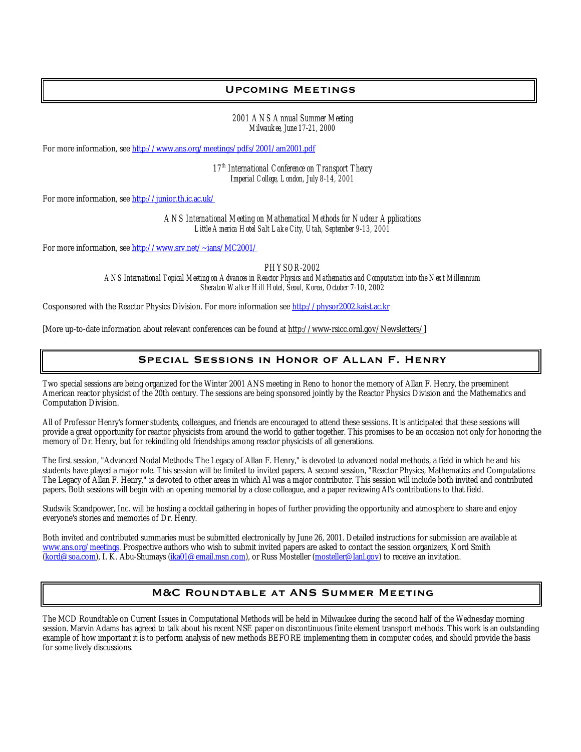## Upcoming Meetings

*2001 ANS Annual Summer Meeting*
*Milwaukee, June 17-21, 2000*

For more information, see http://www.ans.org/meetings/pdfs/2001/am2001.pdf

*17th International Conference on Transport Theory*
*Imperial College, London, July 8-14, 2001*

For more information, see http://junior.th.ic.ac.uk/

*ANS International Meeting on Mathematical Methods for Nuclear Applications*
*Little America Hotel Salt Lake City, Utah, September 9-13, 2001*

For more information, see http://www.srv.net/~ians/MC2001/

*PHYSOR-2002*
*ANS International Topical Meeting on Advances in Reactor Physics and Mathematics and Computation into the Next Millennium*
*Sheraton Walker Hill Hotel, Seoul, Korea, October 7-10, 2002*

Cosponsored with the Reactor Physics Division. For more information see http://physor2002.kaist.ac.kr

[More up-to-date information about relevant conferences can be found at http://www-rsicc.ornl.gov/Newsletters/]

## Special Sessions in Honor of Allan F. Henry

Two special sessions are being organized for the Winter 2001 ANS meeting in Reno to honor the memory of Allan F. Henry, the preeminent American reactor physicist of the 20th century. The sessions are being sponsored jointly by the Reactor Physics Division and the Mathematics and Computation Division.

All of Professor Henry's former students, colleagues, and friends are encouraged to attend these sessions. It is anticipated that these sessions will provide a great opportunity for reactor physicists from around the world to gather together. This promises to be an occasion not only for honoring the memory of Dr. Henry, but for rekindling old friendships among reactor physicists of all generations.

The first session, "Advanced Nodal Methods: The Legacy of Allan F. Henry," is devoted to advanced nodal methods, a field in which he and his students have played a major role. This session will be limited to invited papers. A second session, "Reactor Physics, Mathematics and Computations: The Legacy of Allan F. Henry," is devoted to other areas in which Al was a major contributor. This session will include both invited and contributed papers. Both sessions will begin with an opening memorial by a close colleague, and a paper reviewing Al's contributions to that field.

Studsvik Scandpower, Inc. will be hosting a cocktail gathering in hopes of further providing the opportunity and atmosphere to share and enjoy everyone's stories and memories of Dr. Henry.

Both invited and contributed summaries must be submitted electronically by June 26, 2001. Detailed instructions for submission are available at www.ans.org/meetings. Prospective authors who wish to submit invited papers are asked to contact the session organizers, Kord Smith (kord@soa.com), I. K. Abu-Shumays (ika01@email.msn.com), or Russ Mosteller (mosteller@lanl.gov) to receive an invitation.

## M&C Roundtable at ANS Summer Meeting

The MCD Roundtable on Current Issues in Computational Methods will be held in Milwaukee during the second half of the Wednesday morning session. Marvin Adams has agreed to talk about his recent NSE paper on discontinuous finite element transport methods. This work is an outstanding example of how important it is to perform analysis of new methods BEFORE implementing them in computer codes, and should provide the basis for some lively discussions.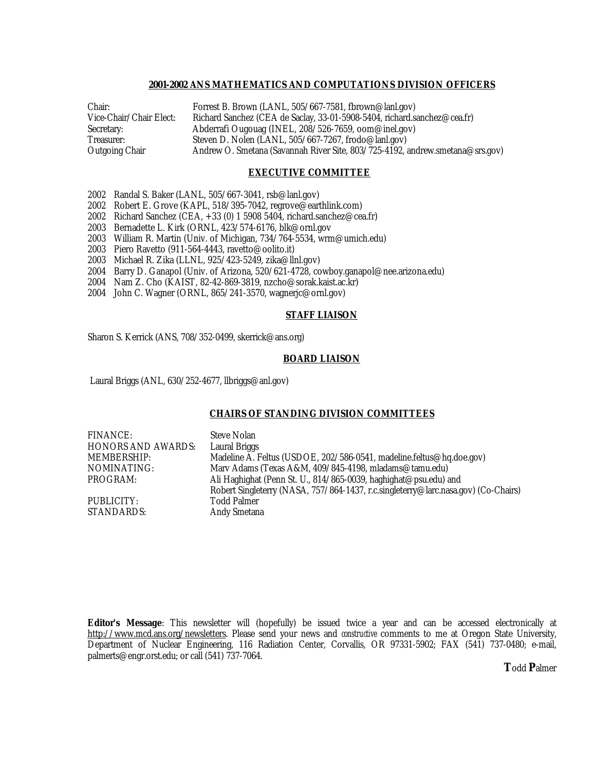## 2001-2002 ANS MATHEMATICS AND COMPUTATIONS DIVISION OFFICERS

| | |
|---|---|
| Chair: | Forrest B. Brown (LANL, 505/667-7581, fbrown@lanl.gov) |
| Vice-Chair/Chair Elect: | Richard Sanchez (CEA de Saclay, 33-01-5908-5404, richard.sanchez@cea.fr) |
| Secretary: | Abderrafi Ougouag (INEL, 208/526-7659, oom@inel.gov) |
| Treasurer: | Steven D. Nolen (LANL, 505/667-7267, frodo@lanl.gov) |
| Outgoing Chair | Andrew O. Smetana (Savannah River Site, 803/725-4192, andrew.smetana@srs.gov) |

## EXECUTIVE COMMITTEE

2002 Randal S. Baker (LANL, 505/667-3041, rsb@lanl.gov)
2002 Robert E. Grove (KAPL, 518/395-7042, regrove@earthlink.com)
2002 Richard Sanchez (CEA, +33 (0) 1 5908 5404, richard.sanchez@cea.fr)
2003 Bernadette L. Kirk (ORNL, 423/574-6176, blk@ornl.gov
2003 William R. Martin (Univ. of Michigan, 734/764-5534, wrm@umich.edu)
2003 Piero Ravetto (911-564-4443, ravetto@oolito.it)
2003 Michael R. Zika (LLNL, 925/423-5249, zika@llnl.gov)
2004 Barry D. Ganapol (Univ. of Arizona, 520/621-4728, cowboy.ganapol@nee.arizona.edu)
2004 Nam Z. Cho (KAIST, 82-42-869-3819, nzcho@sorak.kaist.ac.kr)
2004 John C. Wagner (ORNL, 865/241-3570, wagnerjc@ornl.gov)

## STAFF LIAISON

Sharon S. Kerrick (ANS, 708/352-0499, skerrick@ans.org)

## BOARD LIAISON

Laural Briggs (ANL, 630/252-4677, llbriggs@anl.gov)

## CHAIRS OF STANDING DIVISION COMMITTEES

| | |
|---|---|
| FINANCE: | Steve Nolan |
| HONORS AND AWARDS: | Laural Briggs |
| MEMBERSHIP: | Madeline A. Feltus (USDOE, 202/586-0541, madeline.feltus@hq.doe.gov) |
| NOMINATING: | Marv Adams (Texas A&M, 409/845-4198, mladams@tamu.edu) |
| PROGRAM: | Ali Haghighat (Penn St. U., 814/865-0039, haghighat@psu.edu) and Robert Singleterry (NASA, 757/864-1437, r.c.singleterry@larc.nasa.gov) (Co-Chairs) |
| PUBLICITY: | Todd Palmer |
| STANDARDS: | Andy Smetana |

**Editor's Message**: This newsletter will (hopefully) be issued twice a year and can be accessed electronically at http://www.mcd.ans.org/newsletters. Please send your news and *constructive* comments to me at Oregon State University, Department of Nuclear Engineering, 116 Radiation Center, Corvallis, OR 97331-5902; FAX (541) 737-0480; e-mail, palmerts@engr.orst.edu; or call (541) 737-7064.

**T**odd **P**almer